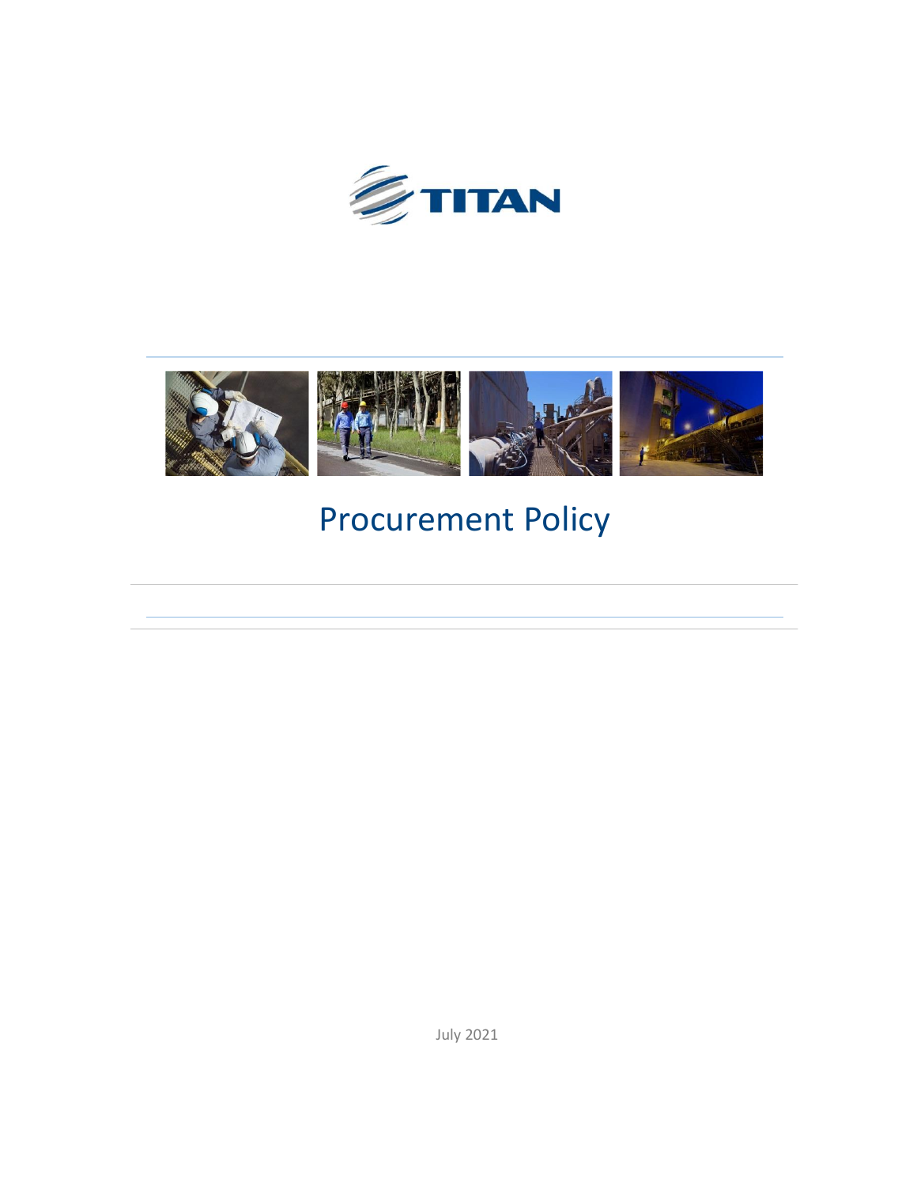TITAN

# Procurement Policy

July 2021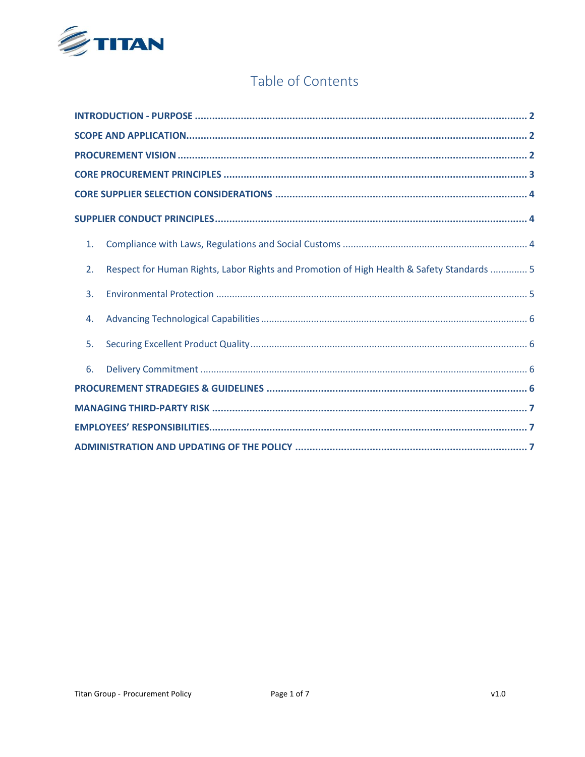# Table of Contents

- **INTRODUCTION - PURPOSE** ........ 2
- **SCOPE AND APPLICATION** ........ 2
- **PROCUREMENT VISION** ........ 2
- **CORE PROCUREMENT PRINCIPLES** ........ 3
- **CORE SUPPLIER SELECTION CONSIDERATIONS** ........ 4
- **SUPPLIER CONDUCT PRINCIPLES** ........ 4
  1. Compliance with Laws, Regulations and Social Customs ........ 4
  2. Respect for Human Rights, Labor Rights and Promotion of High Health & Safety Standards ........ 5
  3. Environmental Protection ........ 5
  4. Advancing Technological Capabilities ........ 6
  5. Securing Excellent Product Quality ........ 6
  6. Delivery Commitment ........ 6
- **PROCUREMENT STRADEGIES & GUIDELINES** ........ 6
- **MANAGING THIRD-PARTY RISK** ........ 7
- **EMPLOYEES' RESPONSIBILITIES** ........ 7
- **ADMINISTRATION AND UPDATING OF THE POLICY** ........ 7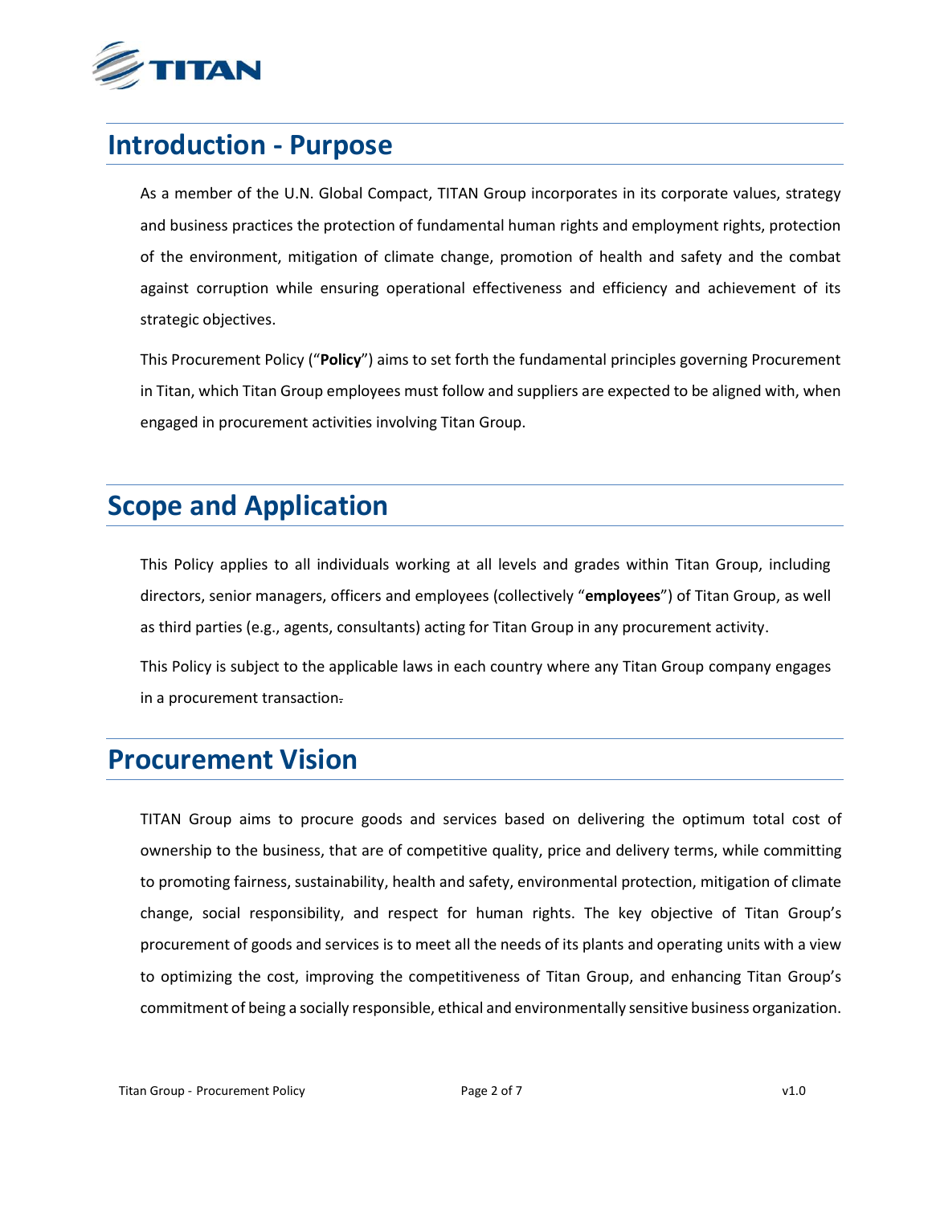## Introduction - Purpose

As a member of the U.N. Global Compact, TITAN Group incorporates in its corporate values, strategy and business practices the protection of fundamental human rights and employment rights, protection of the environment, mitigation of climate change, promotion of health and safety and the combat against corruption while ensuring operational effectiveness and efficiency and achievement of its strategic objectives.

This Procurement Policy ("**Policy**") aims to set forth the fundamental principles governing Procurement in Titan, which Titan Group employees must follow and suppliers are expected to be aligned with, when engaged in procurement activities involving Titan Group.

## Scope and Application

This Policy applies to all individuals working at all levels and grades within Titan Group, including directors, senior managers, officers and employees (collectively "**employees**") of Titan Group, as well as third parties (e.g., agents, consultants) acting for Titan Group in any procurement activity.

This Policy is subject to the applicable laws in each country where any Titan Group company engages in a procurement transaction.

## Procurement Vision

TITAN Group aims to procure goods and services based on delivering the optimum total cost of ownership to the business, that are of competitive quality, price and delivery terms, while committing to promoting fairness, sustainability, health and safety, environmental protection, mitigation of climate change, social responsibility, and respect for human rights. The key objective of Titan Group's procurement of goods and services is to meet all the needs of its plants and operating units with a view to optimizing the cost, improving the competitiveness of Titan Group, and enhancing Titan Group's commitment of being a socially responsible, ethical and environmentally sensitive business organization.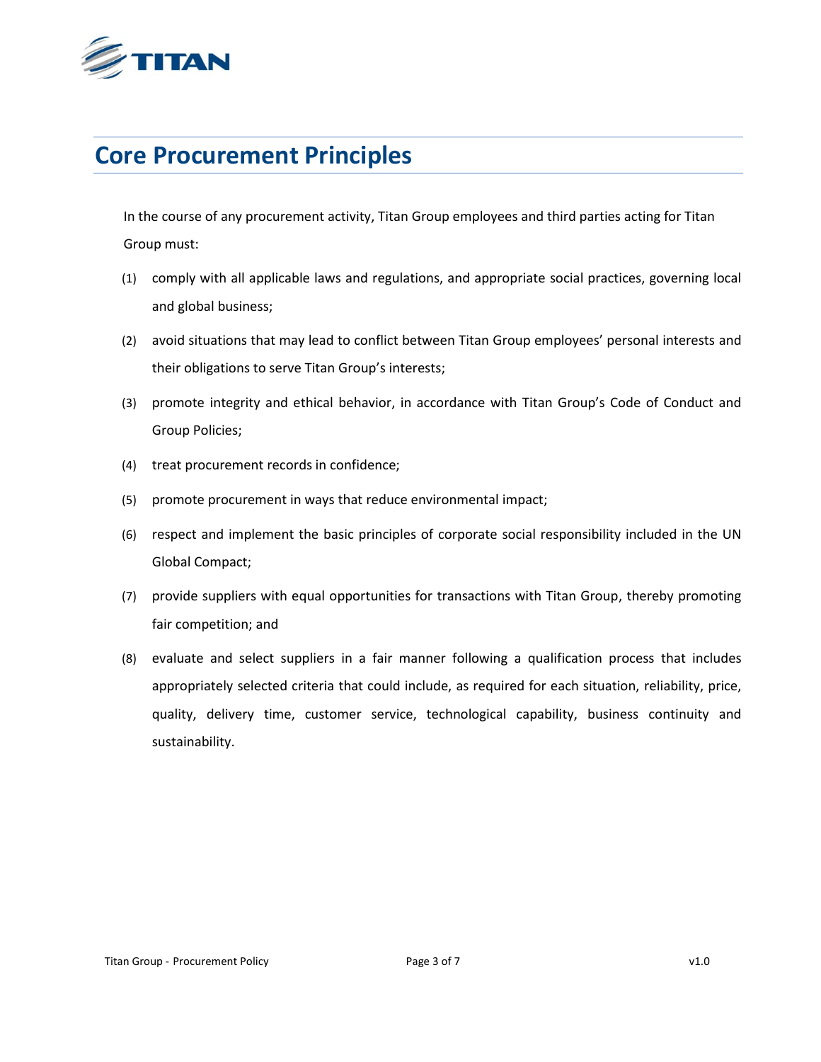# Core Procurement Principles

In the course of any procurement activity, Titan Group employees and third parties acting for Titan Group must:

(1) comply with all applicable laws and regulations, and appropriate social practices, governing local and global business;

(2) avoid situations that may lead to conflict between Titan Group employees' personal interests and their obligations to serve Titan Group's interests;

(3) promote integrity and ethical behavior, in accordance with Titan Group's Code of Conduct and Group Policies;

(4) treat procurement records in confidence;

(5) promote procurement in ways that reduce environmental impact;

(6) respect and implement the basic principles of corporate social responsibility included in the UN Global Compact;

(7) provide suppliers with equal opportunities for transactions with Titan Group, thereby promoting fair competition; and

(8) evaluate and select suppliers in a fair manner following a qualification process that includes appropriately selected criteria that could include, as required for each situation, reliability, price, quality, delivery time, customer service, technological capability, business continuity and sustainability.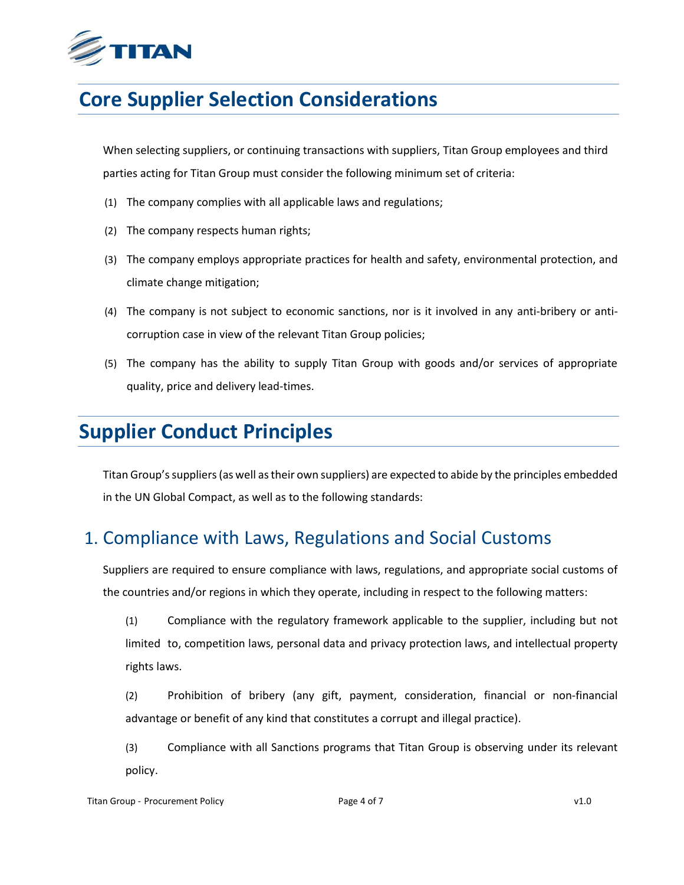# Core Supplier Selection Considerations

When selecting suppliers, or continuing transactions with suppliers, Titan Group employees and third parties acting for Titan Group must consider the following minimum set of criteria:

(1) The company complies with all applicable laws and regulations;

(2) The company respects human rights;

(3) The company employs appropriate practices for health and safety, environmental protection, and climate change mitigation;

(4) The company is not subject to economic sanctions, nor is it involved in any anti-bribery or anti-corruption case in view of the relevant Titan Group policies;

(5) The company has the ability to supply Titan Group with goods and/or services of appropriate quality, price and delivery lead-times.

# Supplier Conduct Principles

Titan Group's suppliers (as well as their own suppliers) are expected to abide by the principles embedded in the UN Global Compact, as well as to the following standards:

## 1. Compliance with Laws, Regulations and Social Customs

Suppliers are required to ensure compliance with laws, regulations, and appropriate social customs of the countries and/or regions in which they operate, including in respect to the following matters:

(1) Compliance with the regulatory framework applicable to the supplier, including but not limited to, competition laws, personal data and privacy protection laws, and intellectual property rights laws.

(2) Prohibition of bribery (any gift, payment, consideration, financial or non-financial advantage or benefit of any kind that constitutes a corrupt and illegal practice).

(3) Compliance with all Sanctions programs that Titan Group is observing under its relevant policy.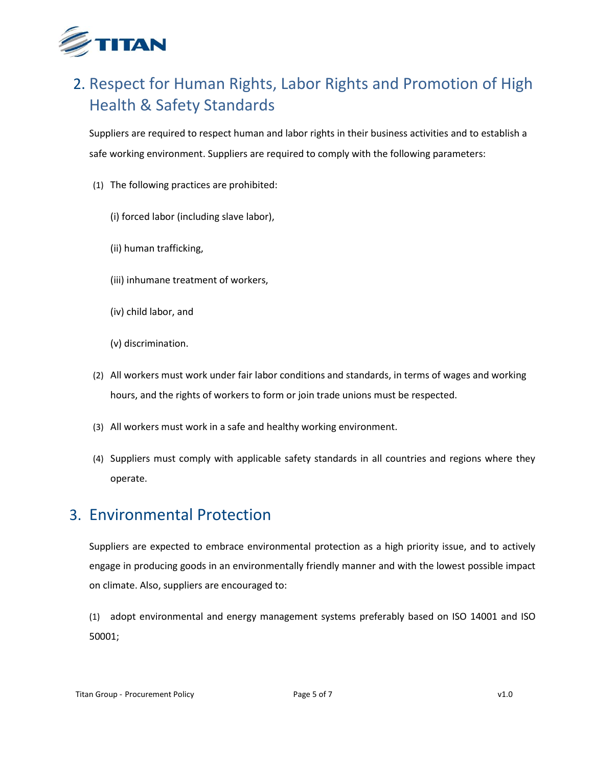## 2. Respect for Human Rights, Labor Rights and Promotion of High Health & Safety Standards

Suppliers are required to respect human and labor rights in their business activities and to establish a safe working environment. Suppliers are required to comply with the following parameters:

(1) The following practices are prohibited:

(i) forced labor (including slave labor),

(ii) human trafficking,

(iii) inhumane treatment of workers,

(iv) child labor, and

(v) discrimination.

(2) All workers must work under fair labor conditions and standards, in terms of wages and working hours, and the rights of workers to form or join trade unions must be respected.

(3) All workers must work in a safe and healthy working environment.

(4) Suppliers must comply with applicable safety standards in all countries and regions where they operate.

## 3. Environmental Protection

Suppliers are expected to embrace environmental protection as a high priority issue, and to actively engage in producing goods in an environmentally friendly manner and with the lowest possible impact on climate. Also, suppliers are encouraged to:

(1) adopt environmental and energy management systems preferably based on ISO 14001 and ISO 50001;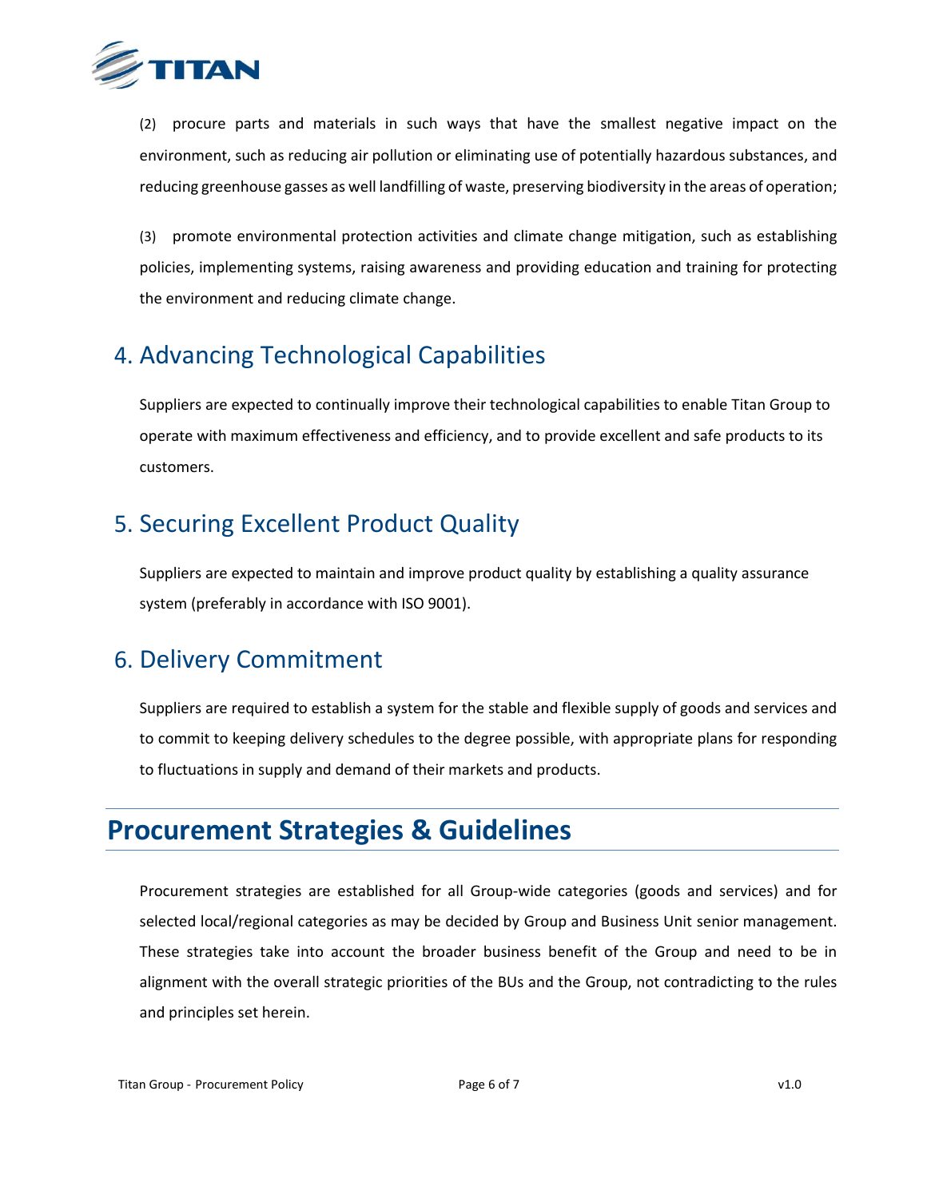(2) procure parts and materials in such ways that have the smallest negative impact on the environment, such as reducing air pollution or eliminating use of potentially hazardous substances, and reducing greenhouse gasses as well landfilling of waste, preserving biodiversity in the areas of operation;

(3) promote environmental protection activities and climate change mitigation, such as establishing policies, implementing systems, raising awareness and providing education and training for protecting the environment and reducing climate change.

## 4. Advancing Technological Capabilities

Suppliers are expected to continually improve their technological capabilities to enable Titan Group to operate with maximum effectiveness and efficiency, and to provide excellent and safe products to its customers.

## 5. Securing Excellent Product Quality

Suppliers are expected to maintain and improve product quality by establishing a quality assurance system (preferably in accordance with ISO 9001).

## 6. Delivery Commitment

Suppliers are required to establish a system for the stable and flexible supply of goods and services and to commit to keeping delivery schedules to the degree possible, with appropriate plans for responding to fluctuations in supply and demand of their markets and products.

# Procurement Strategies & Guidelines

Procurement strategies are established for all Group-wide categories (goods and services) and for selected local/regional categories as may be decided by Group and Business Unit senior management. These strategies take into account the broader business benefit of the Group and need to be in alignment with the overall strategic priorities of the BUs and the Group, not contradicting to the rules and principles set herein.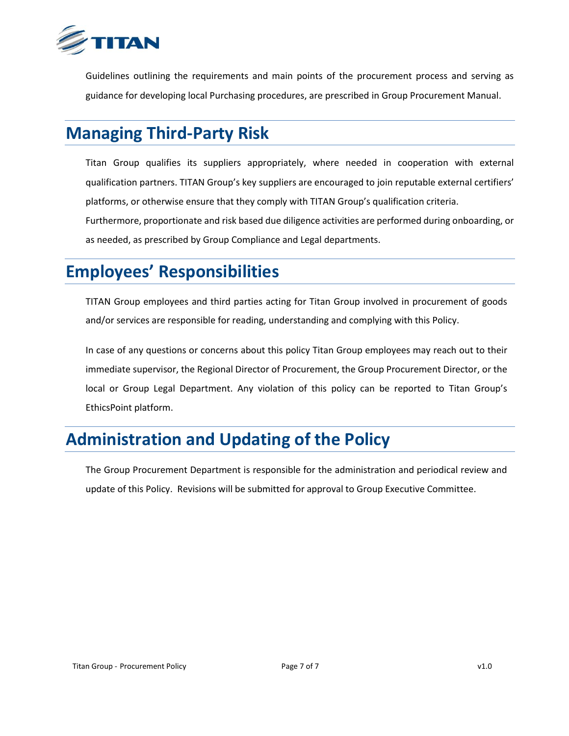Guidelines outlining the requirements and main points of the procurement process and serving as guidance for developing local Purchasing procedures, are prescribed in Group Procurement Manual.

# Managing Third-Party Risk

Titan Group qualifies its suppliers appropriately, where needed in cooperation with external qualification partners. TITAN Group's key suppliers are encouraged to join reputable external certifiers' platforms, or otherwise ensure that they comply with TITAN Group's qualification criteria.

Furthermore, proportionate and risk based due diligence activities are performed during onboarding, or as needed, as prescribed by Group Compliance and Legal departments.

# Employees' Responsibilities

TITAN Group employees and third parties acting for Titan Group involved in procurement of goods and/or services are responsible for reading, understanding and complying with this Policy.

In case of any questions or concerns about this policy Titan Group employees may reach out to their immediate supervisor, the Regional Director of Procurement, the Group Procurement Director, or the local or Group Legal Department. Any violation of this policy can be reported to Titan Group's EthicsPoint platform.

# Administration and Updating of the Policy

The Group Procurement Department is responsible for the administration and periodical review and update of this Policy. Revisions will be submitted for approval to Group Executive Committee.